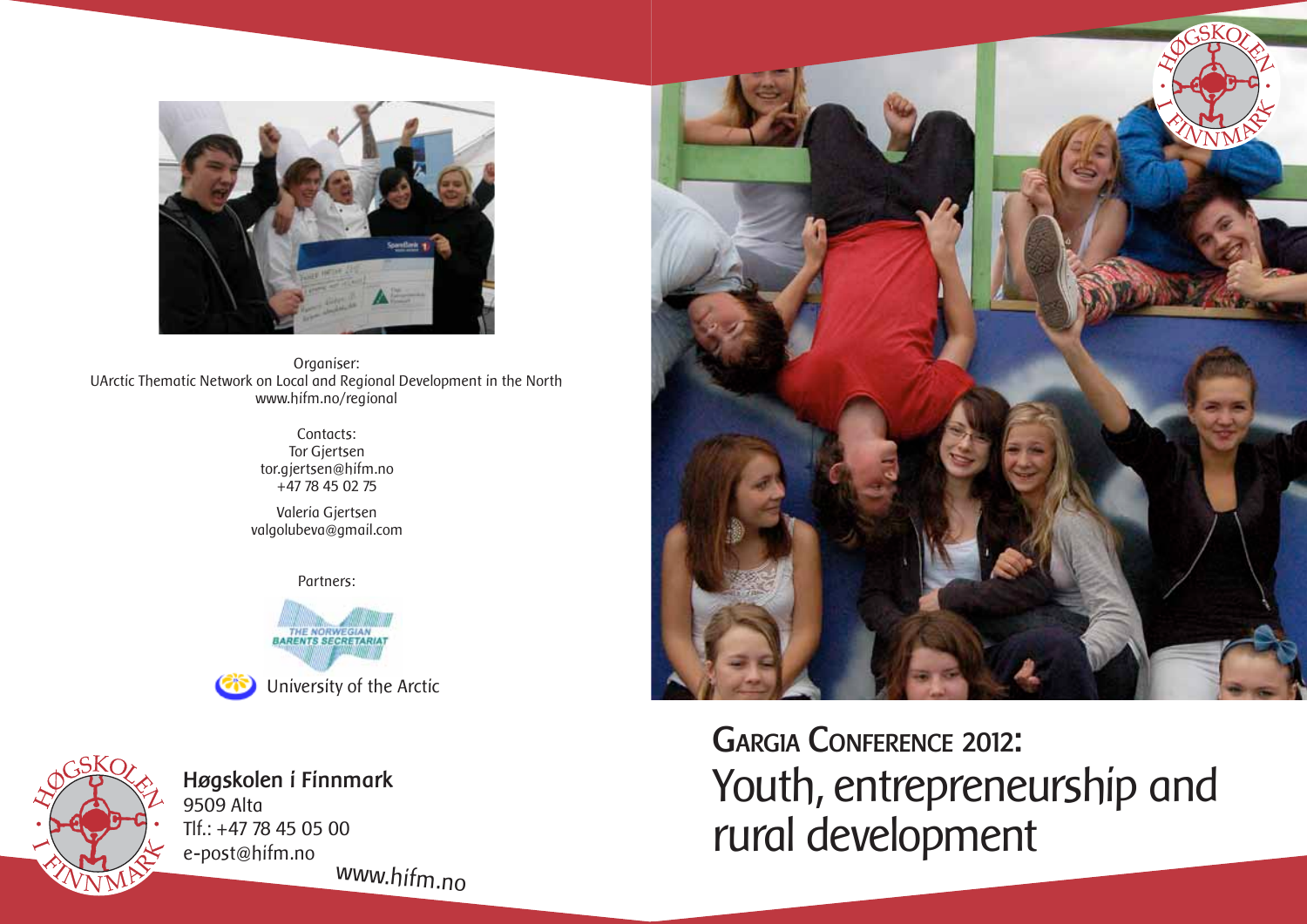# Gargia Conference 2012: Youth, entrepreneurship and rural development

Organiser:
UArctic Thematic Network on Local and Regional Development in the North
www.hifm.no/regional

Contacts:
Tor Gjertsen
tor.gjertsen@hifm.no
+47 78 45 02 75

Valeria Gjertsen
valgolubeva@gmail.com

Partners:

The Norwegian Barents Secretariat

University of the Arctic

**Høgskolen i Finnmark**
9509 Alta
Tlf.: +47 78 45 05 00
e-post@hifm.no

www.hifm.no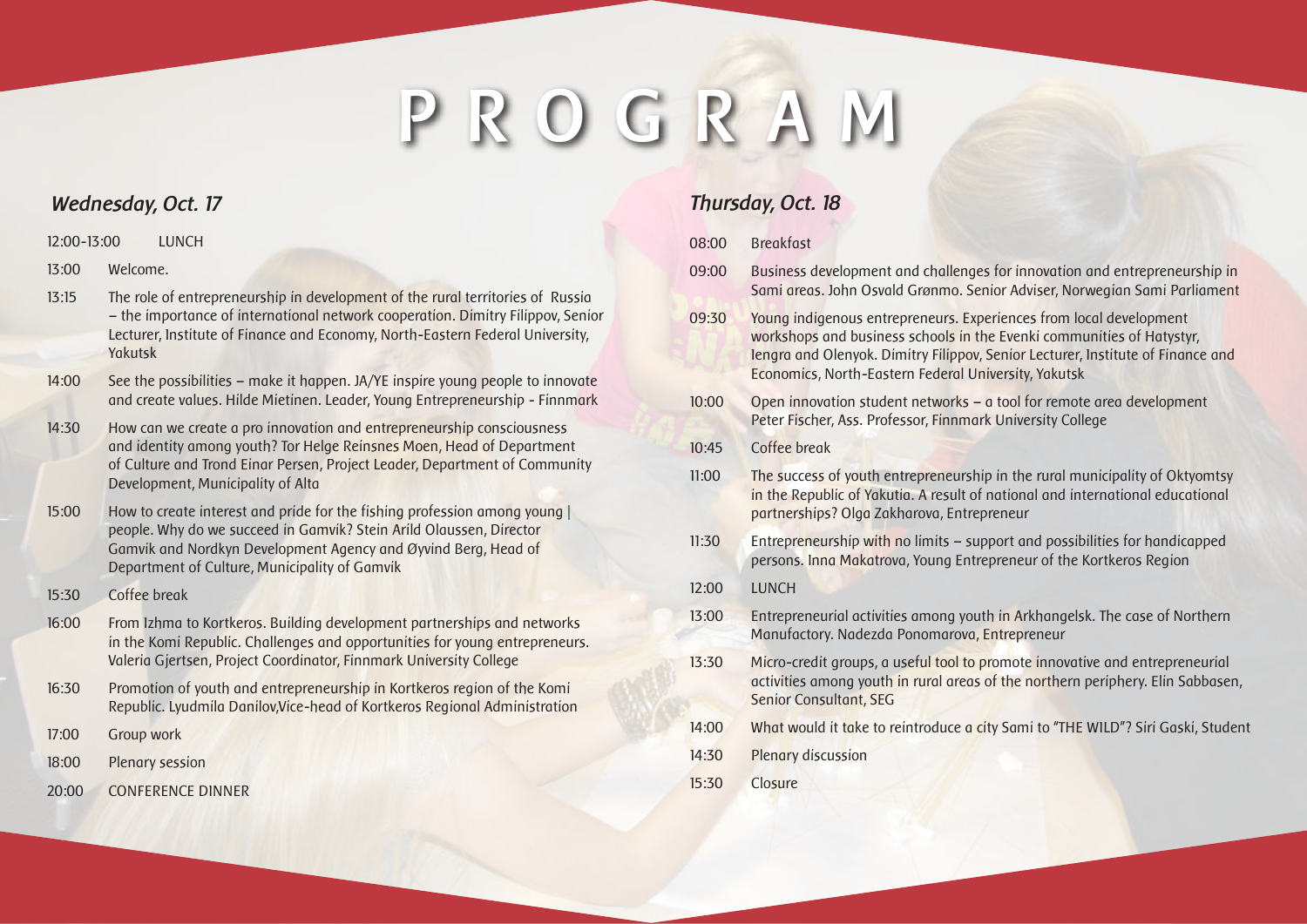# PROGRAM

## *Wednesday, Oct. 17*

12:00-13:00 LUNCH

13:00 Welcome.

13:15 The role of entrepreneurship in development of the rural territories of Russia – the importance of international network cooperation. Dimitry Filippov, Senior Lecturer, Institute of Finance and Economy, North-Eastern Federal University, Yakutsk

14:00 See the possibilities – make it happen. JA/YE inspire young people to innovate and create values. Hilde Mietinen. Leader, Young Entrepreneurship - Finnmark

14:30 How can we create a pro innovation and entrepreneurship consciousness and identity among youth? Tor Helge Reinsnes Moen, Head of Department of Culture and Trond Einar Persen, Project Leader, Department of Community Development, Municipality of Alta

15:00 How to create interest and pride for the fishing profession among young | people. Why do we succeed in Gamvik? Stein Arild Olaussen, Director Gamvik and Nordkyn Development Agency and Øyvind Berg, Head of Department of Culture, Municipality of Gamvik

15:30 Coffee break

16:00 From Izhma to Kortkeros. Building development partnerships and networks in the Komi Republic. Challenges and opportunities for young entrepreneurs. Valeria Gjertsen, Project Coordinator, Finnmark University College

16:30 Promotion of youth and entrepreneurship in Kortkeros region of the Komi Republic. Lyudmila Danilov,Vice-head of Kortkeros Regional Administration

17:00 Group work

18:00 Plenary session

20:00 CONFERENCE DINNER

## *Thursday, Oct. 18*

08:00 Breakfast

09:00 Business development and challenges for innovation and entrepreneurship in Sami areas. John Osvald Grønmo. Senior Adviser, Norwegian Sami Parliament

09:30 Young indigenous entrepreneurs. Experiences from local development workshops and business schools in the Evenki communities of Hatystyr, Iengra and Olenyok. Dimitry Filippov, Senior Lecturer, Institute of Finance and Economics, North-Eastern Federal University, Yakutsk

10:00 Open innovation student networks – a tool for remote area development Peter Fischer, Ass. Professor, Finnmark University College

10:45 Coffee break

11:00 The success of youth entrepreneurship in the rural municipality of Oktyomtsy in the Republic of Yakutia. A result of national and international educational partnerships? Olga Zakharova, Entrepreneur

11:30 Entrepreneurship with no limits – support and possibilities for handicapped persons. Inna Makatrova, Young Entrepreneur of the Kortkeros Region

12:00 LUNCH

13:00 Entrepreneurial activities among youth in Arkhangelsk. The case of Northern Manufactory. Nadezda Ponomarova, Entrepreneur

13:30 Micro-credit groups, a useful tool to promote innovative and entrepreneurial activities among youth in rural areas of the northern periphery. Elin Sabbasen, Senior Consultant, SEG

14:00 What would it take to reintroduce a city Sami to "THE WILD"? Siri Gaski, Student

14:30 Plenary discussion

15:30 Closure